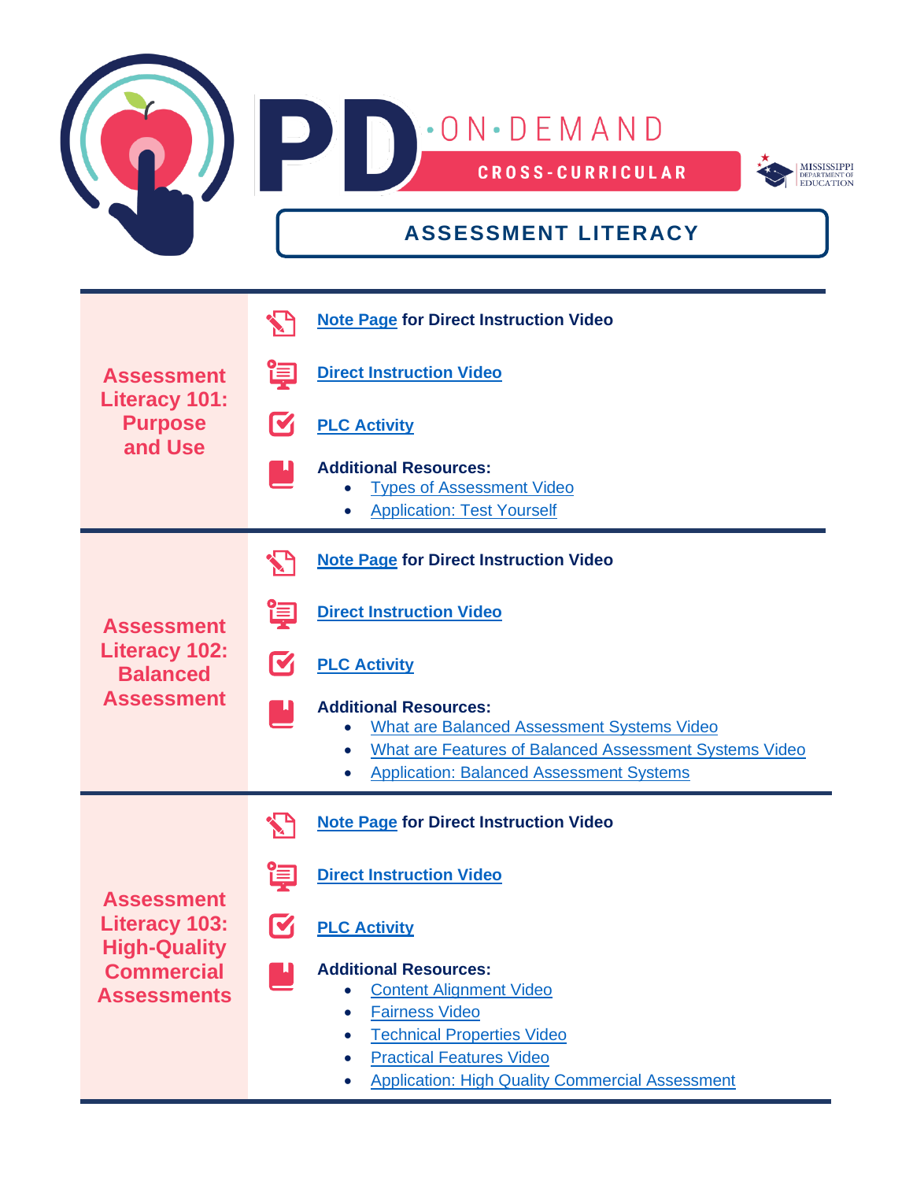# PD ON-DEMAND

**CROSS-CURRICULAR**

Mississippi Department of Education

## ASSESSMENT LITERACY

### Assessment Literacy 101: Purpose and Use

- **Note Page for Direct Instruction Video**
- **Direct Instruction Video**
- **PLC Activity**
- **Additional Resources:**
  - Types of Assessment Video
  - Application: Test Yourself

### Assessment Literacy 102: Balanced Assessment

- **Note Page for Direct Instruction Video**
- **Direct Instruction Video**
- **PLC Activity**
- **Additional Resources:**
  - What are Balanced Assessment Systems Video
  - What are Features of Balanced Assessment Systems Video
  - Application: Balanced Assessment Systems

### Assessment Literacy 103: High-Quality Commercial Assessments

- **Note Page for Direct Instruction Video**
- **Direct Instruction Video**
- **PLC Activity**
- **Additional Resources:**
  - Content Alignment Video
  - Fairness Video
  - Technical Properties Video
  - Practical Features Video
  - Application: High Quality Commercial Assessment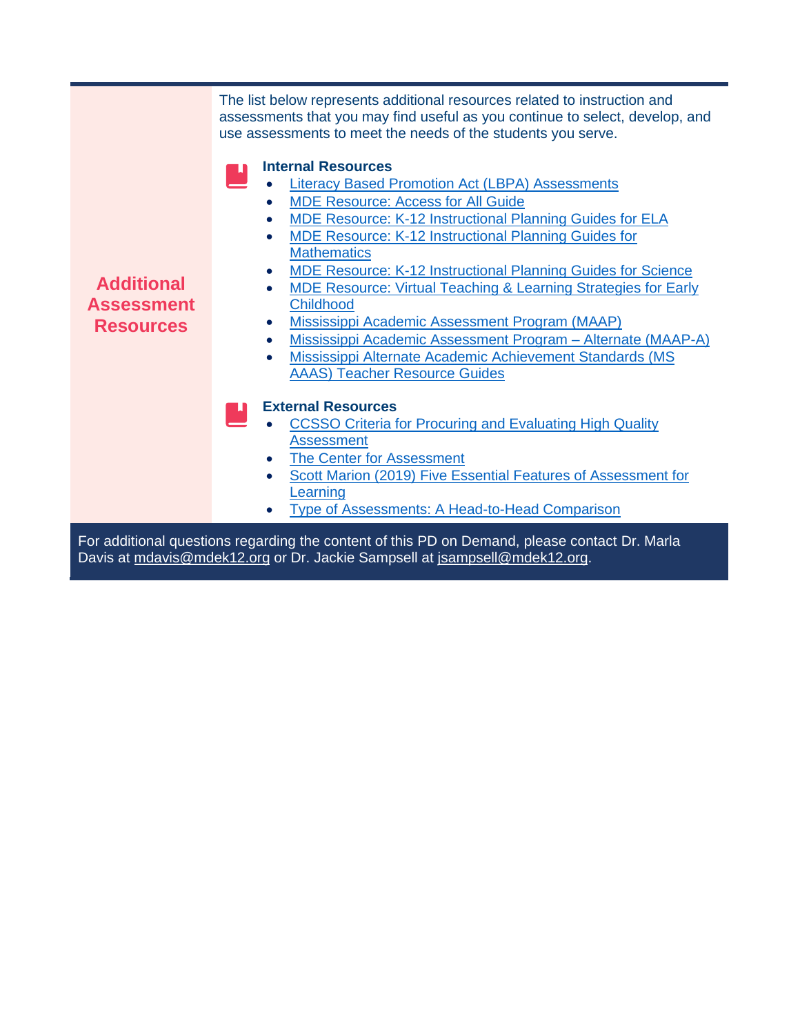## Additional Assessment Resources

The list below represents additional resources related to instruction and assessments that you may find useful as you continue to select, develop, and use assessments to meet the needs of the students you serve.

**Internal Resources**

- Literacy Based Promotion Act (LBPA) Assessments
- MDE Resource: Access for All Guide
- MDE Resource: K-12 Instructional Planning Guides for ELA
- MDE Resource: K-12 Instructional Planning Guides for Mathematics
- MDE Resource: K-12 Instructional Planning Guides for Science
- MDE Resource: Virtual Teaching & Learning Strategies for Early Childhood
- Mississippi Academic Assessment Program (MAAP)
- Mississippi Academic Assessment Program – Alternate (MAAP-A)
- Mississippi Alternate Academic Achievement Standards (MS AAAS) Teacher Resource Guides

**External Resources**

- CCSSO Criteria for Procuring and Evaluating High Quality Assessment
- The Center for Assessment
- Scott Marion (2019) Five Essential Features of Assessment for Learning
- Type of Assessments: A Head-to-Head Comparison

For additional questions regarding the content of this PD on Demand, please contact Dr. Marla Davis at mdavis@mdek12.org or Dr. Jackie Sampsell at jsampsell@mdek12.org.